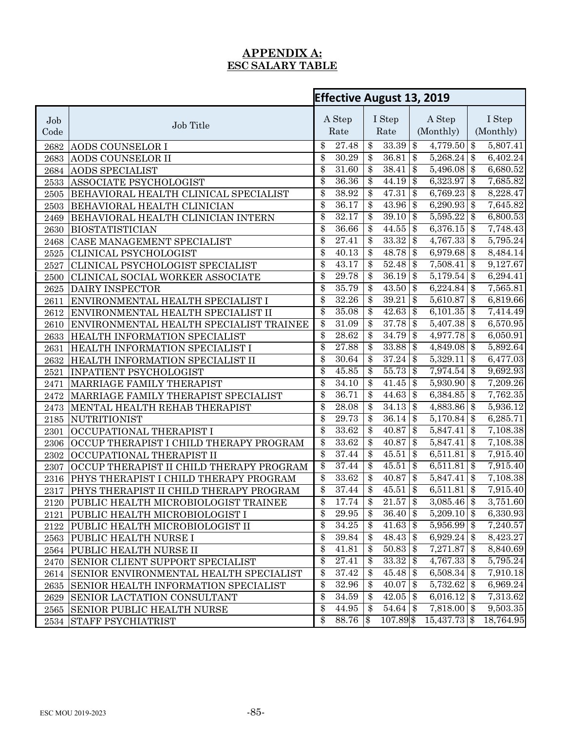## APPENDIX A:
## ESC SALARY TABLE

| Job Code | Job Title | Effective August 13, 2019 | | | |
|---|---|---|---|---|---|
| | | A Step Rate | I Step Rate | A Step (Monthly) | I Step (Monthly) |
| 2682 | AODS COUNSELOR I | $ 27.48 | $ 33.39 | $ 4,779.50 | $ 5,807.41 |
| 2683 | AODS COUNSELOR II | $ 30.29 | $ 36.81 | $ 5,268.24 | $ 6,402.24 |
| 2684 | AODS SPECIALIST | $ 31.60 | $ 38.41 | $ 5,496.08 | $ 6,680.52 |
| 2533 | ASSOCIATE PSYCHOLOGIST | $ 36.36 | $ 44.19 | $ 6,323.97 | $ 7,685.82 |
| 2505 | BEHAVIORAL HEALTH CLINICAL SPECIALIST | $ 38.92 | $ 47.31 | $ 6,769.23 | $ 8,228.47 |
| 2503 | BEHAVIORAL HEALTH CLINICIAN | $ 36.17 | $ 43.96 | $ 6,290.93 | $ 7,645.82 |
| 2469 | BEHAVIORAL HEALTH CLINICIAN INTERN | $ 32.17 | $ 39.10 | $ 5,595.22 | $ 6,800.53 |
| 2630 | BIOSTATISTICIAN | $ 36.66 | $ 44.55 | $ 6,376.15 | $ 7,748.43 |
| 2468 | CASE MANAGEMENT SPECIALIST | $ 27.41 | $ 33.32 | $ 4,767.33 | $ 5,795.24 |
| 2525 | CLINICAL PSYCHOLOGIST | $ 40.13 | $ 48.78 | $ 6,979.68 | $ 8,484.14 |
| 2527 | CLINICAL PSYCHOLOGIST SPECIALIST | $ 43.17 | $ 52.48 | $ 7,508.41 | $ 9,127.67 |
| 2500 | CLINICAL SOCIAL WORKER ASSOCIATE | $ 29.78 | $ 36.19 | $ 5,179.54 | $ 6,294.41 |
| 2625 | DAIRY INSPECTOR | $ 35.79 | $ 43.50 | $ 6,224.84 | $ 7,565.81 |
| 2611 | ENVIRONMENTAL HEALTH SPECIALIST I | $ 32.26 | $ 39.21 | $ 5,610.87 | $ 6,819.66 |
| 2612 | ENVIRONMENTAL HEALTH SPECIALIST II | $ 35.08 | $ 42.63 | $ 6,101.35 | $ 7,414.49 |
| 2610 | ENVIRONMENTAL HEALTH SPECIALIST TRAINEE | $ 31.09 | $ 37.78 | $ 5,407.38 | $ 6,570.95 |
| 2633 | HEALTH INFORMATION SPECIALIST | $ 28.62 | $ 34.79 | $ 4,977.78 | $ 6,050.91 |
| 2631 | HEALTH INFORMATION SPECIALIST I | $ 27.88 | $ 33.88 | $ 4,849.08 | $ 5,892.64 |
| 2632 | HEALTH INFORMATION SPECIALIST II | $ 30.64 | $ 37.24 | $ 5,329.11 | $ 6,477.03 |
| 2521 | INPATIENT PSYCHOLOGIST | $ 45.85 | $ 55.73 | $ 7,974.54 | $ 9,692.93 |
| 2471 | MARRIAGE FAMILY THERAPIST | $ 34.10 | $ 41.45 | $ 5,930.90 | $ 7,209.26 |
| 2472 | MARRIAGE FAMILY THERAPIST SPECIALIST | $ 36.71 | $ 44.63 | $ 6,384.85 | $ 7,762.35 |
| 2473 | MENTAL HEALTH REHAB THERAPIST | $ 28.08 | $ 34.13 | $ 4,883.86 | $ 5,936.12 |
| 2185 | NUTRITIONIST | $ 29.73 | $ 36.14 | $ 5,170.84 | $ 6,285.71 |
| 2301 | OCCUPATIONAL THERAPIST I | $ 33.62 | $ 40.87 | $ 5,847.41 | $ 7,108.38 |
| 2306 | OCCUP THERAPIST I CHILD THERAPY PROGRAM | $ 33.62 | $ 40.87 | $ 5,847.41 | $ 7,108.38 |
| 2302 | OCCUPATIONAL THERAPIST II | $ 37.44 | $ 45.51 | $ 6,511.81 | $ 7,915.40 |
| 2307 | OCCUP THERAPIST II CHILD THERAPY PROGRAM | $ 37.44 | $ 45.51 | $ 6,511.81 | $ 7,915.40 |
| 2316 | PHYS THERAPIST I CHILD THERAPY PROGRAM | $ 33.62 | $ 40.87 | $ 5,847.41 | $ 7,108.38 |
| 2317 | PHYS THERAPIST II CHILD THERAPY PROGRAM | $ 37.44 | $ 45.51 | $ 6,511.81 | $ 7,915.40 |
| 2120 | PUBLIC HEALTH MICROBIOLOGIST TRAINEE | $ 17.74 | $ 21.57 | $ 3,085.46 | $ 3,751.60 |
| 2121 | PUBLIC HEALTH MICROBIOLOGIST I | $ 29.95 | $ 36.40 | $ 5,209.10 | $ 6,330.93 |
| 2122 | PUBLIC HEALTH MICROBIOLOGIST II | $ 34.25 | $ 41.63 | $ 5,956.99 | $ 7,240.57 |
| 2563 | PUBLIC HEALTH NURSE I | $ 39.84 | $ 48.43 | $ 6,929.24 | $ 8,423.27 |
| 2564 | PUBLIC HEALTH NURSE II | $ 41.81 | $ 50.83 | $ 7,271.87 | $ 8,840.69 |
| 2470 | SENIOR CLIENT SUPPORT SPECIALIST | $ 27.41 | $ 33.32 | $ 4,767.33 | $ 5,795.24 |
| 2614 | SENIOR ENVIRONMENTAL HEALTH SPECIALIST | $ 37.42 | $ 45.48 | $ 6,508.34 | $ 7,910.18 |
| 2635 | SENIOR HEALTH INFORMATION SPECIALIST | $ 32.96 | $ 40.07 | $ 5,732.62 | $ 6,969.24 |
| 2629 | SENIOR LACTATION CONSULTANT | $ 34.59 | $ 42.05 | $ 6,016.12 | $ 7,313.62 |
| 2565 | SENIOR PUBLIC HEALTH NURSE | $ 44.95 | $ 54.64 | $ 7,818.00 | $ 9,503.35 |
| 2534 | STAFF PSYCHIATRIST | $ 88.76 | $ 107.89 | $ 15,437.73 | $ 18,764.95 |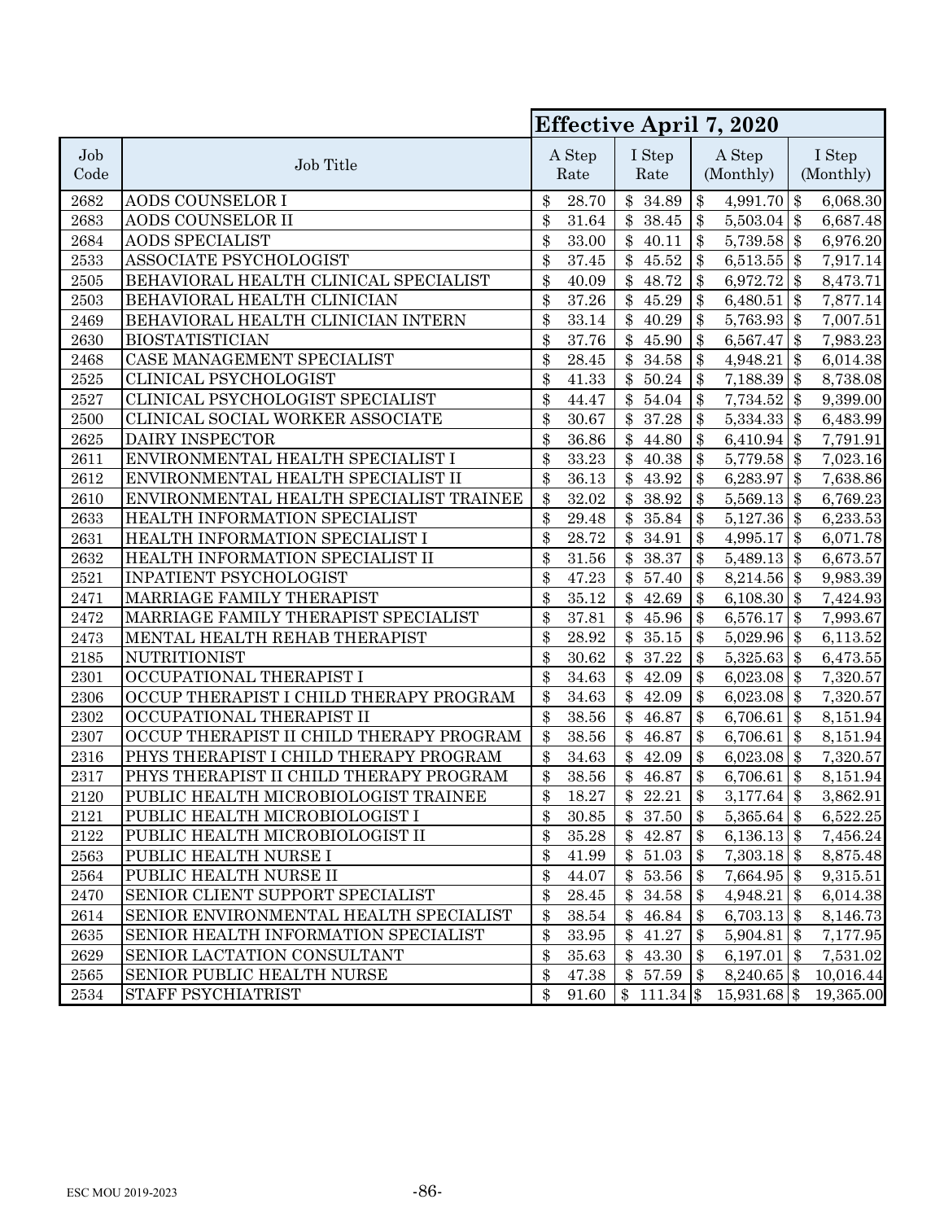| Job Code | Job Title | Effective April 7, 2020 | | | |
|---|---|---|---|---|---|
| | | A Step Rate | I Step Rate | A Step (Monthly) | I Step (Monthly) |
| 2682 | AODS COUNSELOR I | $ 28.70 | $ 34.89 | $ 4,991.70 | $ 6,068.30 |
| 2683 | AODS COUNSELOR II | $ 31.64 | $ 38.45 | $ 5,503.04 | $ 6,687.48 |
| 2684 | AODS SPECIALIST | $ 33.00 | $ 40.11 | $ 5,739.58 | $ 6,976.20 |
| 2533 | ASSOCIATE PSYCHOLOGIST | $ 37.45 | $ 45.52 | $ 6,513.55 | $ 7,917.14 |
| 2505 | BEHAVIORAL HEALTH CLINICAL SPECIALIST | $ 40.09 | $ 48.72 | $ 6,972.72 | $ 8,473.71 |
| 2503 | BEHAVIORAL HEALTH CLINICIAN | $ 37.26 | $ 45.29 | $ 6,480.51 | $ 7,877.14 |
| 2469 | BEHAVIORAL HEALTH CLINICIAN INTERN | $ 33.14 | $ 40.29 | $ 5,763.93 | $ 7,007.51 |
| 2630 | BIOSTATISTICIAN | $ 37.76 | $ 45.90 | $ 6,567.47 | $ 7,983.23 |
| 2468 | CASE MANAGEMENT SPECIALIST | $ 28.45 | $ 34.58 | $ 4,948.21 | $ 6,014.38 |
| 2525 | CLINICAL PSYCHOLOGIST | $ 41.33 | $ 50.24 | $ 7,188.39 | $ 8,738.08 |
| 2527 | CLINICAL PSYCHOLOGIST SPECIALIST | $ 44.47 | $ 54.04 | $ 7,734.52 | $ 9,399.00 |
| 2500 | CLINICAL SOCIAL WORKER ASSOCIATE | $ 30.67 | $ 37.28 | $ 5,334.33 | $ 6,483.99 |
| 2625 | DAIRY INSPECTOR | $ 36.86 | $ 44.80 | $ 6,410.94 | $ 7,791.91 |
| 2611 | ENVIRONMENTAL HEALTH SPECIALIST I | $ 33.23 | $ 40.38 | $ 5,779.58 | $ 7,023.16 |
| 2612 | ENVIRONMENTAL HEALTH SPECIALIST II | $ 36.13 | $ 43.92 | $ 6,283.97 | $ 7,638.86 |
| 2610 | ENVIRONMENTAL HEALTH SPECIALIST TRAINEE | $ 32.02 | $ 38.92 | $ 5,569.13 | $ 6,769.23 |
| 2633 | HEALTH INFORMATION SPECIALIST | $ 29.48 | $ 35.84 | $ 5,127.36 | $ 6,233.53 |
| 2631 | HEALTH INFORMATION SPECIALIST I | $ 28.72 | $ 34.91 | $ 4,995.17 | $ 6,071.78 |
| 2632 | HEALTH INFORMATION SPECIALIST II | $ 31.56 | $ 38.37 | $ 5,489.13 | $ 6,673.57 |
| 2521 | INPATIENT PSYCHOLOGIST | $ 47.23 | $ 57.40 | $ 8,214.56 | $ 9,983.39 |
| 2471 | MARRIAGE FAMILY THERAPIST | $ 35.12 | $ 42.69 | $ 6,108.30 | $ 7,424.93 |
| 2472 | MARRIAGE FAMILY THERAPIST SPECIALIST | $ 37.81 | $ 45.96 | $ 6,576.17 | $ 7,993.67 |
| 2473 | MENTAL HEALTH REHAB THERAPIST | $ 28.92 | $ 35.15 | $ 5,029.96 | $ 6,113.52 |
| 2185 | NUTRITIONIST | $ 30.62 | $ 37.22 | $ 5,325.63 | $ 6,473.55 |
| 2301 | OCCUPATIONAL THERAPIST I | $ 34.63 | $ 42.09 | $ 6,023.08 | $ 7,320.57 |
| 2306 | OCCUP THERAPIST I CHILD THERAPY PROGRAM | $ 34.63 | $ 42.09 | $ 6,023.08 | $ 7,320.57 |
| 2302 | OCCUPATIONAL THERAPIST II | $ 38.56 | $ 46.87 | $ 6,706.61 | $ 8,151.94 |
| 2307 | OCCUP THERAPIST II CHILD THERAPY PROGRAM | $ 38.56 | $ 46.87 | $ 6,706.61 | $ 8,151.94 |
| 2316 | PHYS THERAPIST I CHILD THERAPY PROGRAM | $ 34.63 | $ 42.09 | $ 6,023.08 | $ 7,320.57 |
| 2317 | PHYS THERAPIST II CHILD THERAPY PROGRAM | $ 38.56 | $ 46.87 | $ 6,706.61 | $ 8,151.94 |
| 2120 | PUBLIC HEALTH MICROBIOLOGIST TRAINEE | $ 18.27 | $ 22.21 | $ 3,177.64 | $ 3,862.91 |
| 2121 | PUBLIC HEALTH MICROBIOLOGIST I | $ 30.85 | $ 37.50 | $ 5,365.64 | $ 6,522.25 |
| 2122 | PUBLIC HEALTH MICROBIOLOGIST II | $ 35.28 | $ 42.87 | $ 6,136.13 | $ 7,456.24 |
| 2563 | PUBLIC HEALTH NURSE I | $ 41.99 | $ 51.03 | $ 7,303.18 | $ 8,875.48 |
| 2564 | PUBLIC HEALTH NURSE II | $ 44.07 | $ 53.56 | $ 7,664.95 | $ 9,315.51 |
| 2470 | SENIOR CLIENT SUPPORT SPECIALIST | $ 28.45 | $ 34.58 | $ 4,948.21 | $ 6,014.38 |
| 2614 | SENIOR ENVIRONMENTAL HEALTH SPECIALIST | $ 38.54 | $ 46.84 | $ 6,703.13 | $ 8,146.73 |
| 2635 | SENIOR HEALTH INFORMATION SPECIALIST | $ 33.95 | $ 41.27 | $ 5,904.81 | $ 7,177.95 |
| 2629 | SENIOR LACTATION CONSULTANT | $ 35.63 | $ 43.30 | $ 6,197.01 | $ 7,531.02 |
| 2565 | SENIOR PUBLIC HEALTH NURSE | $ 47.38 | $ 57.59 | $ 8,240.65 | $ 10,016.44 |
| 2534 | STAFF PSYCHIATRIST | $ 91.60 | $ 111.34 | $ 15,931.68 | $ 19,365.00 |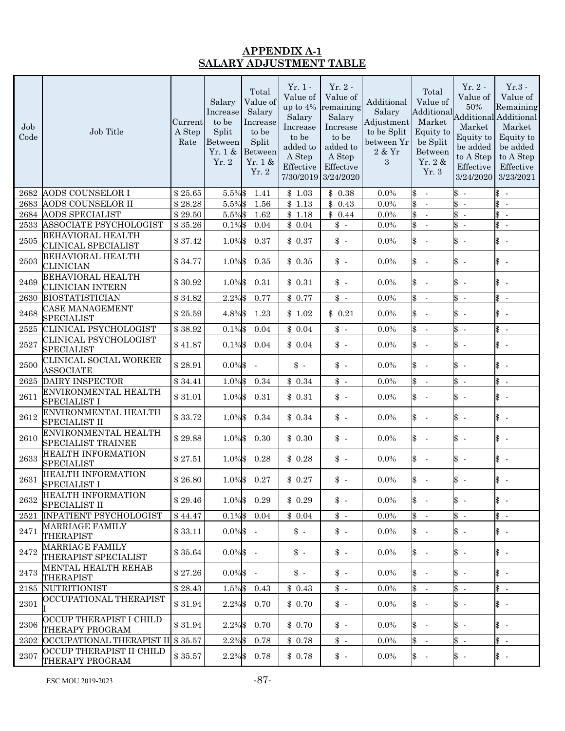## APPENDIX A-1
## SALARY ADJUSTMENT TABLE

| Job Code | Job Title | Current A Step Rate | Salary Increase to be Split Between Yr. 1 & Yr. 2 | Total Value of Salary Increase to be Split Between Yr. 1 & Yr. 2 | Yr. 1 - Value of up to 4% Salary Increase to be added to A Step Effective 7/30/2019 | Yr. 2 - Value of remaining Salary Increase to be added to A Step Effective 3/24/2020 | Additional Salary Adjustment to be Split between Yr 2 & Yr 3 | Total Value of Additional Market Equity to be Split Between Yr. 2 & Yr. 3 | Yr. 2 - Value of 50% Additional Market Equity to be added to A Step Effective 3/24/2020 | Yr.3 - Value of Remaining Additional Market Equity to be added to A Step Effective 3/23/2021 |
|---|---|---|---|---|---|---|---|---|---|---|
| 2682 | AODS COUNSELOR I | $ 25.65 | 5.5% | $ 1.41 | $ 1.03 | $ 0.38 | 0.0% | $ - | $ - | $ - |
| 2683 | AODS COUNSELOR II | $ 28.28 | 5.5% | $ 1.56 | $ 1.13 | $ 0.43 | 0.0% | $ - | $ - | $ - |
| 2684 | AODS SPECIALIST | $ 29.50 | 5.5% | $ 1.62 | $ 1.18 | $ 0.44 | 0.0% | $ - | $ - | $ - |
| 2533 | ASSOCIATE PSYCHOLOGIST | $ 35.26 | 0.1% | $ 0.04 | $ 0.04 | $ - | 0.0% | $ - | $ - | $ - |
| 2505 | BEHAVIORAL HEALTH CLINICAL SPECIALIST | $ 37.42 | 1.0% | $ 0.37 | $ 0.37 | $ - | 0.0% | $ - | $ - | $ - |
| 2503 | BEHAVIORAL HEALTH CLINICIAN | $ 34.77 | 1.0% | $ 0.35 | $ 0.35 | $ - | 0.0% | $ - | $ - | $ - |
| 2469 | BEHAVIORAL HEALTH CLINICIAN INTERN | $ 30.92 | 1.0% | $ 0.31 | $ 0.31 | $ - | 0.0% | $ - | $ - | $ - |
| 2630 | BIOSTATISTICIAN | $ 34.82 | 2.2% | $ 0.77 | $ 0.77 | $ - | 0.0% | $ - | $ - | $ - |
| 2468 | CASE MANAGEMENT SPECIALIST | $ 25.59 | 4.8% | $ 1.23 | $ 1.02 | $ 0.21 | 0.0% | $ - | $ - | $ - |
| 2525 | CLINICAL PSYCHOLOGIST | $ 38.92 | 0.1% | $ 0.04 | $ 0.04 | $ - | 0.0% | $ - | $ - | $ - |
| 2527 | CLINICAL PSYCHOLOGIST SPECIALIST | $ 41.87 | 0.1% | $ 0.04 | $ 0.04 | $ - | 0.0% | $ - | $ - | $ - |
| 2500 | CLINICAL SOCIAL WORKER ASSOCIATE | $ 28.91 | 0.0% | $ - | $ - | $ - | 0.0% | $ - | $ - | $ - |
| 2625 | DAIRY INSPECTOR | $ 34.41 | 1.0% | $ 0.34 | $ 0.34 | $ - | 0.0% | $ - | $ - | $ - |
| 2611 | ENVIRONMENTAL HEALTH SPECIALIST I | $ 31.01 | 1.0% | $ 0.31 | $ 0.31 | $ - | 0.0% | $ - | $ - | $ - |
| 2612 | ENVIRONMENTAL HEALTH SPECIALIST II | $ 33.72 | 1.0% | $ 0.34 | $ 0.34 | $ - | 0.0% | $ - | $ - | $ - |
| 2610 | ENVIRONMENTAL HEALTH SPECIALIST TRAINEE | $ 29.88 | 1.0% | $ 0.30 | $ 0.30 | $ - | 0.0% | $ - | $ - | $ - |
| 2633 | HEALTH INFORMATION SPECIALIST | $ 27.51 | 1.0% | $ 0.28 | $ 0.28 | $ - | 0.0% | $ - | $ - | $ - |
| 2631 | HEALTH INFORMATION SPECIALIST I | $ 26.80 | 1.0% | $ 0.27 | $ 0.27 | $ - | 0.0% | $ - | $ - | $ - |
| 2632 | HEALTH INFORMATION SPECIALIST II | $ 29.46 | 1.0% | $ 0.29 | $ 0.29 | $ - | 0.0% | $ - | $ - | $ - |
| 2521 | INPATIENT PSYCHOLOGIST | $ 44.47 | 0.1% | $ 0.04 | $ 0.04 | $ - | 0.0% | $ - | $ - | $ - |
| 2471 | MARRIAGE FAMILY THERAPIST | $ 33.11 | 0.0% | $ - | $ - | $ - | 0.0% | $ - | $ - | $ - |
| 2472 | MARRIAGE FAMILY THERAPIST SPECIALIST | $ 35.64 | 0.0% | $ - | $ - | $ - | 0.0% | $ - | $ - | $ - |
| 2473 | MENTAL HEALTH REHAB THERAPIST | $ 27.26 | 0.0% | $ - | $ - | $ - | 0.0% | $ - | $ - | $ - |
| 2185 | NUTRITIONIST | $ 28.43 | 1.5% | $ 0.43 | $ 0.43 | $ - | 0.0% | $ - | $ - | $ - |
| 2301 | OCCUPATIONAL THERAPIST I | $ 31.94 | 2.2% | $ 0.70 | $ 0.70 | $ - | 0.0% | $ - | $ - | $ - |
| 2306 | OCCUP THERAPIST I CHILD THERAPY PROGRAM | $ 31.94 | 2.2% | $ 0.70 | $ 0.70 | $ - | 0.0% | $ - | $ - | $ - |
| 2302 | OCCUPATIONAL THERAPIST II | $ 35.57 | 2.2% | $ 0.78 | $ 0.78 | $ - | 0.0% | $ - | $ - | $ - |
| 2307 | OCCUP THERAPIST II CHILD THERAPY PROGRAM | $ 35.57 | 2.2% | $ 0.78 | $ 0.78 | $ - | 0.0% | $ - | $ - | $ - |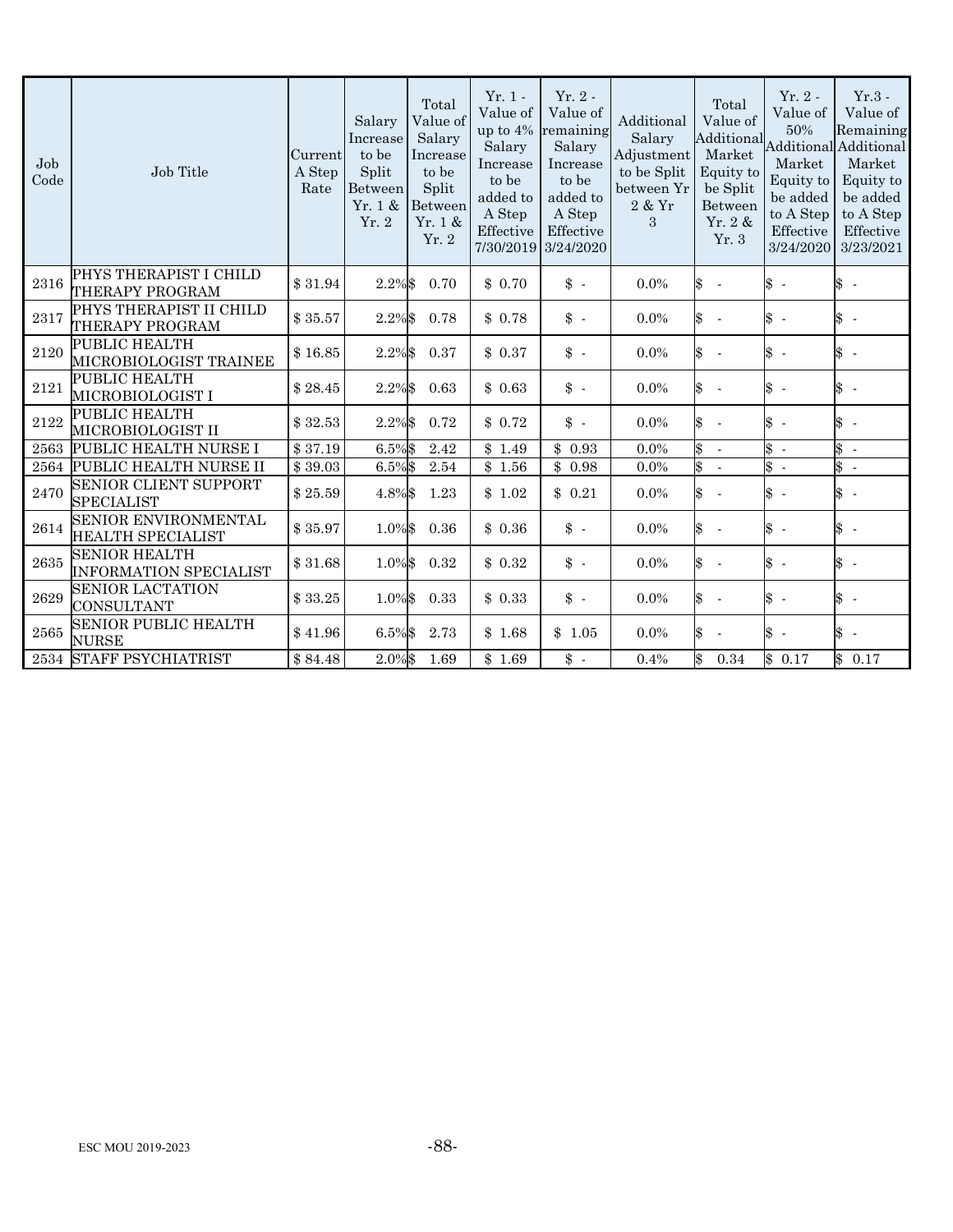| Job Code | Job Title | Current A Step Rate | Salary Increase to be Split Between Yr. 1 & Yr. 2 | Total Value of Salary Increase to be Split Between Yr. 1 & Yr. 2 | Yr. 1 - Value of up to 4% Salary Increase to be added to A Step Effective 7/30/2019 | Yr. 2 - Value of remaining Salary Increase to be added to A Step Effective 3/24/2020 | Additional Salary Adjustment to be Split between Yr 2 & Yr 3 | Total Value of Additional Market Equity to be Split Between Yr. 2 & Yr. 3 | Yr. 2 - Value of 50% Additional Market Equity to be added to A Step Effective 3/24/2020 | Yr.3 - Value of Remaining Additional Market Equity to be added to A Step Effective 3/23/2021 |
|---|---|---|---|---|---|---|---|---|---|---|
| 2316 | PHYS THERAPIST I CHILD THERAPY PROGRAM | $ 31.94 | 2.2% | $ 0.70 | $ 0.70 | $ - | 0.0% | $ - | $ - | $ - |
| 2317 | PHYS THERAPIST II CHILD THERAPY PROGRAM | $ 35.57 | 2.2% | $ 0.78 | $ 0.78 | $ - | 0.0% | $ - | $ - | $ - |
| 2120 | PUBLIC HEALTH MICROBIOLOGIST TRAINEE | $ 16.85 | 2.2% | $ 0.37 | $ 0.37 | $ - | 0.0% | $ - | $ - | $ - |
| 2121 | PUBLIC HEALTH MICROBIOLOGIST I | $ 28.45 | 2.2% | $ 0.63 | $ 0.63 | $ - | 0.0% | $ - | $ - | $ - |
| 2122 | PUBLIC HEALTH MICROBIOLOGIST II | $ 32.53 | 2.2% | $ 0.72 | $ 0.72 | $ - | 0.0% | $ - | $ - | $ - |
| 2563 | PUBLIC HEALTH NURSE I | $ 37.19 | 6.5% | $ 2.42 | $ 1.49 | $ 0.93 | 0.0% | $ - | $ - | $ - |
| 2564 | PUBLIC HEALTH NURSE II | $ 39.03 | 6.5% | $ 2.54 | $ 1.56 | $ 0.98 | 0.0% | $ - | $ - | $ - |
| 2470 | SENIOR CLIENT SUPPORT SPECIALIST | $ 25.59 | 4.8% | $ 1.23 | $ 1.02 | $ 0.21 | 0.0% | $ - | $ - | $ - |
| 2614 | SENIOR ENVIRONMENTAL HEALTH SPECIALIST | $ 35.97 | 1.0% | $ 0.36 | $ 0.36 | $ - | 0.0% | $ - | $ - | $ - |
| 2635 | SENIOR HEALTH INFORMATION SPECIALIST | $ 31.68 | 1.0% | $ 0.32 | $ 0.32 | $ - | 0.0% | $ - | $ - | $ - |
| 2629 | SENIOR LACTATION CONSULTANT | $ 33.25 | 1.0% | $ 0.33 | $ 0.33 | $ - | 0.0% | $ - | $ - | $ - |
| 2565 | SENIOR PUBLIC HEALTH NURSE | $ 41.96 | 6.5% | $ 2.73 | $ 1.68 | $ 1.05 | 0.0% | $ - | $ - | $ - |
| 2534 | STAFF PSYCHIATRIST | $ 84.48 | 2.0% | $ 1.69 | $ 1.69 | $ - | 0.4% | $ 0.34 | $ 0.17 | $ 0.17 |